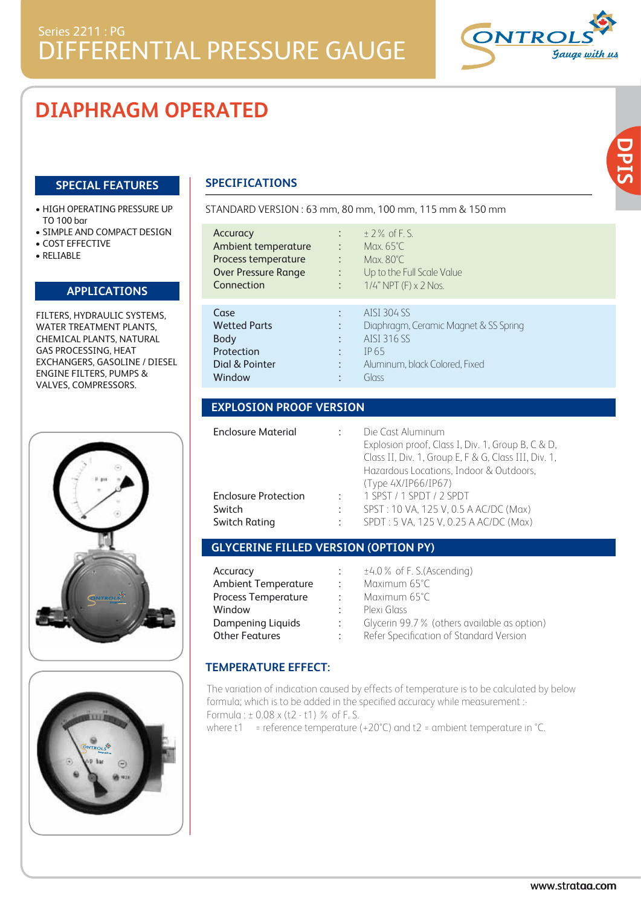Series 2211 : PG

# DIFFERENTIAL PRESSURE GAUGE

## DIAPHRAGM OPERATED

### SPECIAL FEATURES

- HIGH OPERATING PRESSURE UP TO 100 bar
- SIMPLE AND COMPACT DESIGN
- COST EFFECTIVE
- RELIABLE

### APPLICATIONS

FILTERS, HYDRAULIC SYSTEMS, WATER TREATMENT PLANTS, CHEMICAL PLANTS, NATURAL GAS PROCESSING, HEAT EXCHANGERS, GASOLINE / DIESEL ENGINE FILTERS, PUMPS & VALVES, COMPRESSORS.

### SPECIFICATIONS

STANDARD VERSION : 63 mm, 80 mm, 100 mm, 115 mm & 150 mm

| | | |
|---|---|---|
| Accuracy | : | ± 2% of F. S. |
| Ambient temperature | : | Max. 65°C |
| Process temperature | : | Max. 80°C |
| Over Pressure Range | : | Up to the Full Scale Value |
| Connection | : | 1/4" NPT (F) x 2 Nos. |
| Case | : | AISI 304 SS |
| Wetted Parts | : | Diaphragm, Ceramic Magnet & SS Spring |
| Body | : | AISI 316 SS |
| Protection | : | IP 65 |
| Dial & Pointer | : | Aluminum, black Colored, Fixed |
| Window | : | Glass |

### EXPLOSION PROOF VERSION

| | | |
|---|---|---|
| Enclosure Material | : | Die Cast Aluminum |
| Enclosure Protection | : | Explosion proof, Class I, Div. 1, Group B, C & D, Class II, Div. 1, Group E, F & G, Class III, Div. 1, Hazardous Locations, Indoor & Outdoors, (Type 4X/IP66/IP67) |
| Switch | : | 1 SPST / 1 SPDT / 2 SPDT |
| Switch Rating | : | SPST : 10 VA, 125 V, 0.5 A AC/DC (Max) |
| | | SPDT : 5 VA, 125 V, 0.25 A AC/DC (Max) |

### GLYCERINE FILLED VERSION (OPTION PY)

| | | |
|---|---|---|
| Accuracy | : | ±4.0% of F. S.(Ascending) |
| Ambient Temperature | : | Maximum 65°C |
| Process Temperature | : | Maximum 65°C |
| Window | : | Plexi Glass |
| Dampening Liquids | : | Glycerin 99.7% (others available as option) |
| Other Features | : | Refer Specification of Standard Version |

### TEMPERATURE EFFECT:

The variation of indication caused by effects of temperature is to be calculated by below formula; which is to be added in the specified accuracy while measurement :-

Formula : $\pm 0.08 \times (t2 - t1)$ % of F. S.

where t1 = reference temperature (+20°C) and t2 = ambient temperature in °C.

www.strataa.com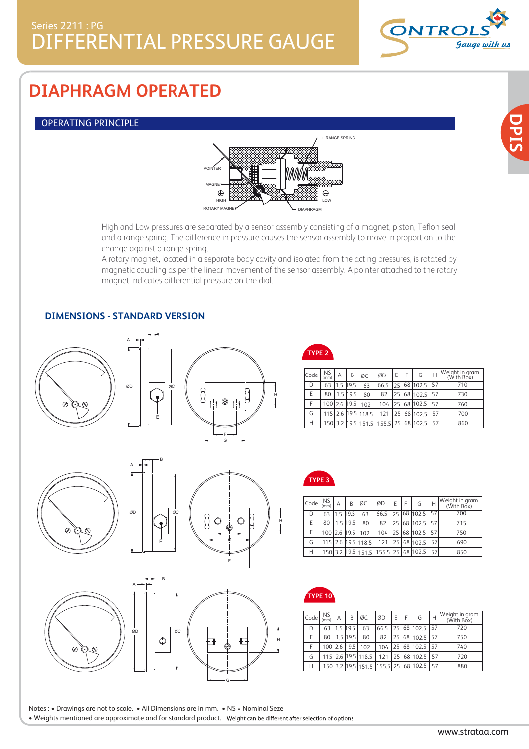Series 2211 : PG
# DIFFERENTIAL PRESSURE GAUGE

## DIAPHRAGM OPERATED

### OPERATING PRINCIPLE

RANGE SPRING
POINTER
MAGNET
HIGH
LOW
ROTARY MAGNET
DIAPHRAGM

High and Low pressures are separated by a sensor assembly consisting of a magnet, piston, Teflon seal and a range spring. The difference in pressure causes the sensor assembly to move in proportion to the change against a range spring.
A rotary magnet, located in a separate body cavity and isolated from the acting pressures, is rotated by magnetic coupling as per the linear movement of the sensor assembly. A pointer attached to the rotary magnet indicates differential pressure on the dial.

### DIMENSIONS - STANDARD VERSION

**TYPE 2**

| Code | NS (mm) | A | B | ØC | ØD | E | F | G | H | Weight in gram (With Box) |
|---|---|---|---|---|---|---|---|---|---|---|
| D | 63 | 1.5 | 19.5 | 63 | 66.5 | 25 | 68 | 102.5 | 57 | 710 |
| E | 80 | 1.5 | 19.5 | 80 | 82 | 25 | 68 | 102.5 | 57 | 730 |
| F | 100 | 2.6 | 19.5 | 102 | 104 | 25 | 68 | 102.5 | 57 | 760 |
| G | 115 | 2.6 | 19.5 | 118.5 | 121 | 25 | 68 | 102.5 | 57 | 700 |
| H | 150 | 3.2 | 19.5 | 151.5 | 155.5 | 25 | 68 | 102.5 | 57 | 860 |

**TYPE 3**

| Code | NS (mm) | A | B | ØC | ØD | E | F | G | H | Weight in gram (With Box) |
|---|---|---|---|---|---|---|---|---|---|---|
| D | 63 | 1.5 | 19.5 | 63 | 66.5 | 25 | 68 | 102.5 | 57 | 700 |
| E | 80 | 1.5 | 19.5 | 80 | 82 | 25 | 68 | 102.5 | 57 | 715 |
| F | 100 | 2.6 | 19.5 | 102 | 104 | 25 | 68 | 102.5 | 57 | 750 |
| G | 115 | 2.6 | 19.5 | 118.5 | 121 | 25 | 68 | 102.5 | 57 | 690 |
| H | 150 | 3.2 | 19.5 | 151.5 | 155.5 | 25 | 68 | 102.5 | 57 | 850 |

**TYPE 10**

| Code | NS (mm) | A | B | ØC | ØD | E | F | G | H | Weight in gram (With Box) |
|---|---|---|---|---|---|---|---|---|---|---|
| D | 63 | 1.5 | 19.5 | 63 | 66.5 | 25 | 68 | 102.5 | 57 | 720 |
| E | 80 | 1.5 | 19.5 | 80 | 82 | 25 | 68 | 102.5 | 57 | 750 |
| F | 100 | 2.6 | 19.5 | 102 | 104 | 25 | 68 | 102.5 | 57 | 740 |
| G | 115 | 2.6 | 19.5 | 118.5 | 121 | 25 | 68 | 102.5 | 57 | 720 |
| H | 150 | 3.2 | 19.5 | 151.5 | 155.5 | 25 | 68 | 102.5 | 57 | 880 |

Notes : • Drawings are not to scale. • All Dimensions are in mm. • NS = Nominal Seze
• Weights mentioned are approximate and for standard product. Weight can be different after selection of options.

www.strataa.com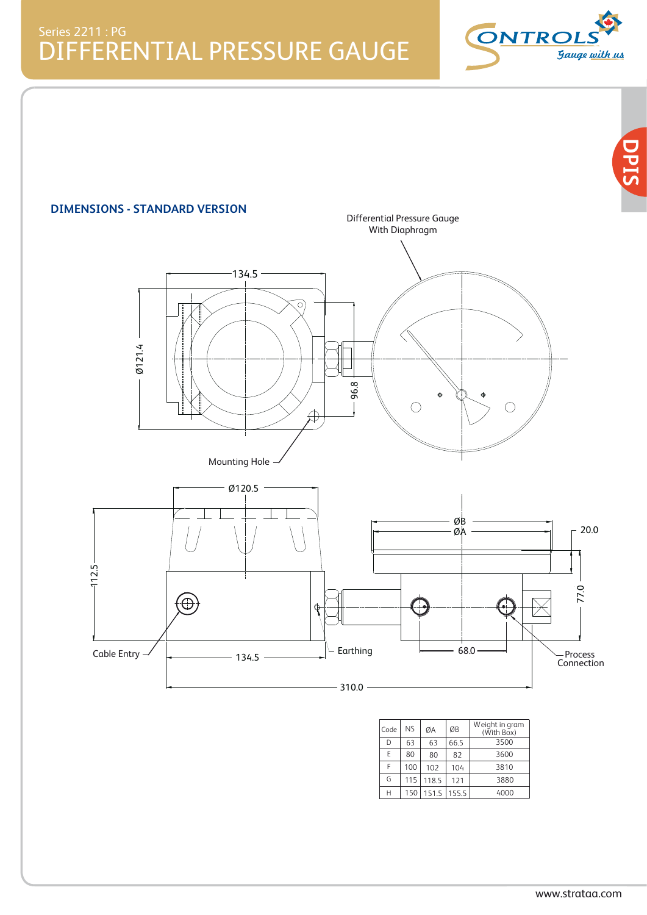Series 2211 : PG

# DIFFERENTIAL PRESSURE GAUGE

## DIMENSIONS - STANDARD VERSION

Differential Pressure Gauge With Diaphragm

134.5

Ø121.4

96.8

Mounting Hole

Ø120.5

ØB

ØA

20.0

112.5

77.0

Cable Entry

134.5

Earthing

68.0

Process Connection

310.0

| Code | NS | ØA | ØB | Weight in gram (With Box) |
|---|---|---|---|---|
| D | 63 | 63 | 66.5 | 3500 |
| E | 80 | 80 | 82 | 3600 |
| F | 100 | 102 | 104 | 3810 |
| G | 115 | 118.5 | 121 | 3880 |
| H | 150 | 151.5 | 155.5 | 4000 |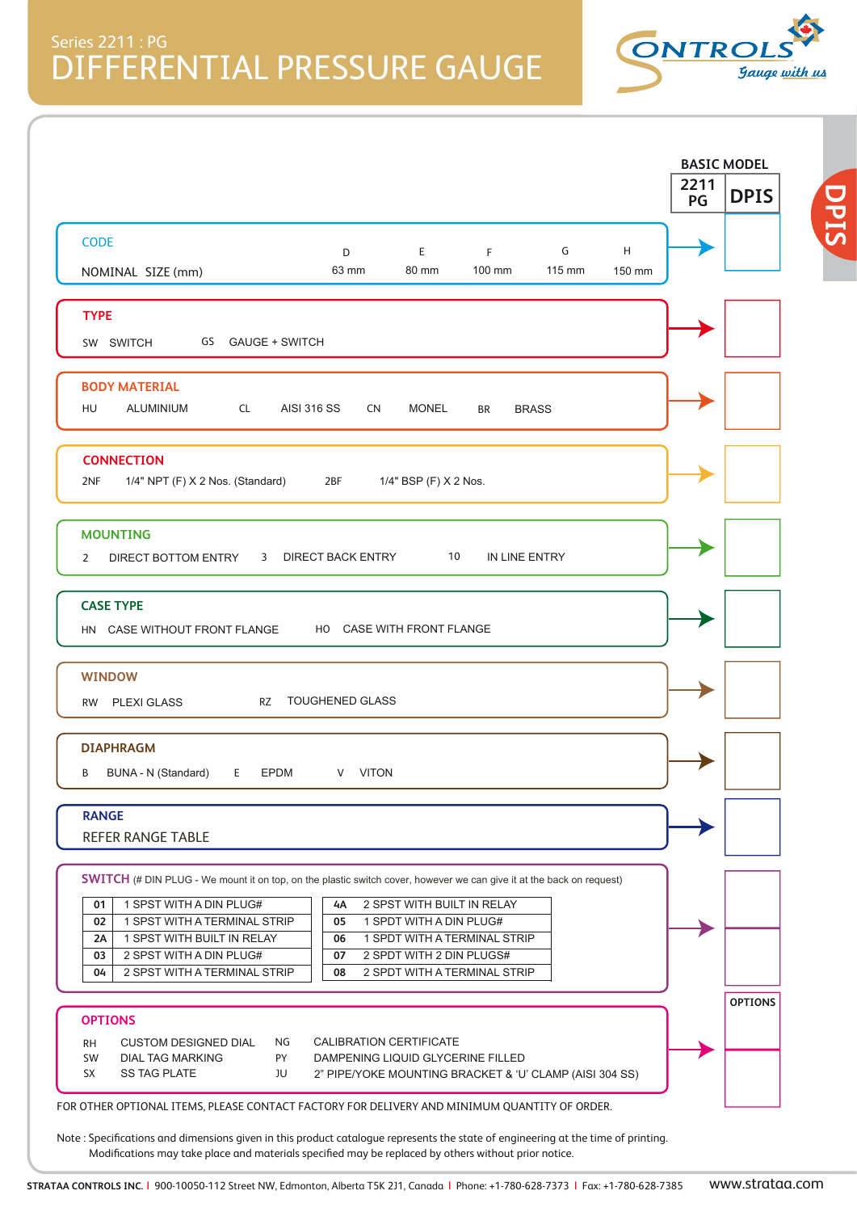Series 2211 : PG

# DIFFERENTIAL PRESSURE GAUGE

**BASIC MODEL**

| 2211 PG | DPIS |
|---|---|

## CODE

| NOMINAL SIZE (mm) | D | E | F | G | H |
|---|---|---|---|---|---|
| | 63 mm | 80 mm | 100 mm | 115 mm | 150 mm |

## TYPE

SW SWITCH    GS GAUGE + SWITCH

## BODY MATERIAL

HU ALUMINIUM    CL AISI 316 SS    CN MONEL    BR BRASS

## CONNECTION

2NF 1/4" NPT (F) X 2 Nos. (Standard)    2BF 1/4" BSP (F) X 2 Nos.

## MOUNTING

2 DIRECT BOTTOM ENTRY    3 DIRECT BACK ENTRY    10 IN LINE ENTRY

## CASE TYPE

HN CASE WITHOUT FRONT FLANGE    HO CASE WITH FRONT FLANGE

## WINDOW

RW PLEXI GLASS    RZ TOUGHENED GLASS

## DIAPHRAGM

B BUNA - N (Standard)    E EPDM    V VITON

## RANGE

REFER RANGE TABLE

## SWITCH

(# DIN PLUG - We mount it on top, on the plastic switch cover, however we can give it at the back on request)

| Code | Description | Code | Description |
|---|---|---|---|
| 01 | 1 SPST WITH A DIN PLUG# | 4A | 2 SPST WITH BUILT IN RELAY |
| 02 | 1 SPST WITH A TERMINAL STRIP | 05 | 1 SPDT WITH A DIN PLUG# |
| 2A | 1 SPST WITH BUILT IN RELAY | 06 | 1 SPDT WITH A TERMINAL STRIP |
| 03 | 2 SPST WITH A DIN PLUG# | 07 | 2 SPDT WITH 2 DIN PLUGS# |
| 04 | 2 SPST WITH A TERMINAL STRIP | 08 | 2 SPDT WITH A TERMINAL STRIP |

## OPTIONS

| Code | Description | Code | Description |
|---|---|---|---|
| RH | CUSTOM DESIGNED DIAL | NG | CALIBRATION CERTIFICATE |
| SW | DIAL TAG MARKING | PY | DAMPENING LIQUID GLYCERINE FILLED |
| SX | SS TAG PLATE | JU | 2" PIPE/YOKE MOUNTING BRACKET & 'U' CLAMP (AISI 304 SS) |

FOR OTHER OPTIONAL ITEMS, PLEASE CONTACT FACTORY FOR DELIVERY AND MINIMUM QUANTITY OF ORDER.

Note : Specifications and dimensions given in this product catalogue represents the state of engineering at the time of printing. Modifications may take place and materials specified may be replaced by others without prior notice.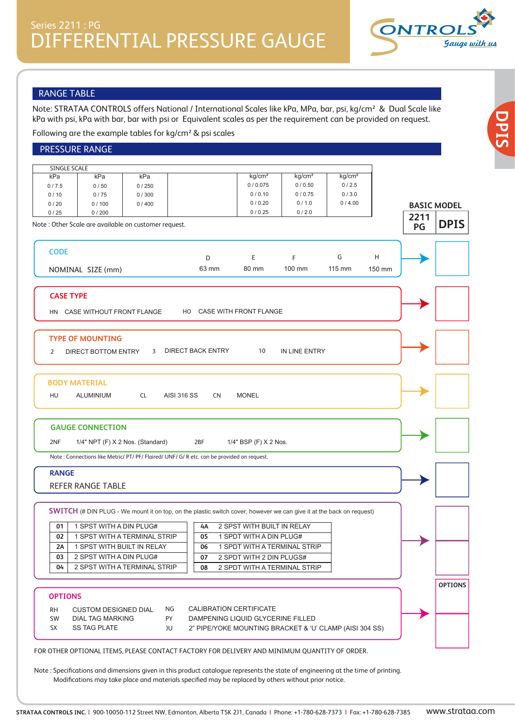Series 2211 : PG

# DIFFERENTIAL PRESSURE GAUGE

## RANGE TABLE

Note: STRATAA CONTROLS offers National / International Scales like kPa, MPa, bar, psi, kg/cm² & Dual Scale like kPa with psi, kPa with bar, bar with psi or Equivalent scales as per the requirement can be provided on request.

Following are the example tables for kg/cm² & psi scales

## PRESSURE RANGE

| SINGLE SCALE | | | | | | |
|---|---|---|---|---|---|---|
| kPa | kPa | kPa | | kg/cm² | kg/cm² | kg/cm² |
| 0 / 7.5 | 0 / 50 | 0 / 250 | | 0 / 0.075 | 0 / 0.50 | 0 / 2.5 |
| 0 / 10 | 0 / 75 | 0 / 300 | | 0 / 0.10 | 0 / 0.75 | 0 / 3.0 |
| 0 / 20 | 0 / 100 | 0 / 400 | | 0 / 0.20 | 0 / 1.0 | 0 / 4.00 |
| 0 / 25 | 0 / 200 | | | 0 / 0.25 | 0 / 2.0 | |

Note : Other Scale are available on customer request.

**BASIC MODEL**

| 2211 PG | DPIS |
|---|---|

### CODE

| CODE | D | E | F | G | H |
|---|---|---|---|---|---|
| NOMINAL SIZE (mm) | 63 mm | 80 mm | 100 mm | 115 mm | 150 mm |

### CASE TYPE

HN CASE WITHOUT FRONT FLANGE    HO CASE WITH FRONT FLANGE

### TYPE OF MOUNTING

2 DIRECT BOTTOM ENTRY    3 DIRECT BACK ENTRY    10 IN LINE ENTRY

### BODY MATERIAL

HU ALUMINIUM    CL AISI 316 SS    CN MONEL

### GAUGE CONNECTION

2NF 1/4" NPT (F) X 2 Nos. (Standard)    2BF 1/4" BSP (F) X 2 Nos.

Note : Connections like Metric/ PT/ PF/ Flaired/ UNF/ G/ R etc. can be provided on request.

### RANGE

REFER RANGE TABLE

### SWITCH

(# DIN PLUG - We mount it on top, on the plastic switch cover, however we can give it at the back on request)

| | | | |
|---|---|---|---|
| 01 | 1 SPST WITH A DIN PLUG# | 4A | 2 SPST WITH BUILT IN RELAY |
| 02 | 1 SPST WITH A TERMINAL STRIP | 05 | 1 SPDT WITH A DIN PLUG# |
| 2A | 1 SPST WITH BUILT IN RELAY | 06 | 1 SPDT WITH A TERMINAL STRIP |
| 03 | 2 SPST WITH A DIN PLUG# | 07 | 2 SPDT WITH 2 DIN PLUGS# |
| 04 | 2 SPST WITH A TERMINAL STRIP | 08 | 2 SPDT WITH A TERMINAL STRIP |

### OPTIONS

| | | | |
|---|---|---|---|
| RH | CUSTOM DESIGNED DIAL | NG | CALIBRATION CERTIFICATE |
| SW | DIAL TAG MARKING | PY | DAMPENING LIQUID GLYCERINE FILLED |
| SX | SS TAG PLATE | JU | 2" PIPE/YOKE MOUNTING BRACKET & 'U' CLAMP (AISI 304 SS) |

FOR OTHER OPTIONAL ITEMS, PLEASE CONTACT FACTORY FOR DELIVERY AND MINIMUM QUANTITY OF ORDER.

Note : Specifications and dimensions given in this product catalogue represents the state of engineering at the time of printing. Modifications may take place and materials specified may be replaced by others without prior notice.